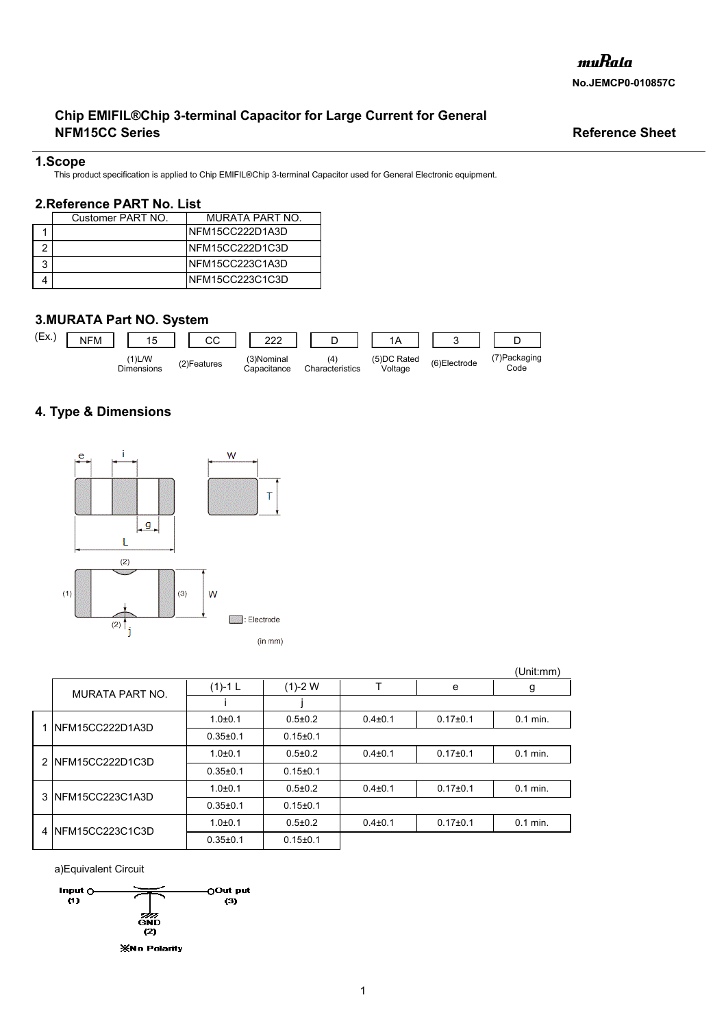muRata

No.JEMCP0-010857C

# Chip EMIFIL®Chip 3-terminal Capacitor for Large Current for General NFM15CC Series

**Reference Sheet**

## 1.Scope

This product specification is applied to Chip EMIFIL®Chip 3-terminal Capacitor used for General Electronic equipment.

## 2.Reference PART No. List

| | Customer PART NO. | MURATA PART NO. |
|---|---|---|
| 1 | | NFM15CC222D1A3D |
| 2 | | NFM15CC222D1C3D |
| 3 | | NFM15CC223C1A3D |
| 4 | | NFM15CC223C1C3D |

## 3.MURATA Part NO. System

(Ex.)

| NFM | 15 | CC | 222 | D | 1A | 3 | D |
|---|---|---|---|---|---|---|---|
| | (1)L/W Dimensions | (2)Features | (3)Nominal Capacitance | (4) Characteristics | (5)DC Rated Voltage | (6)Electrode | (7)Packaging Code |

## 4. Type & Dimensions

: Electrode

(in mm)

(Unit:mm)

| | MURATA PART NO. | (1)-1 L | (1)-2 W | T | e | g |
|---|---|---|---|---|---|---|
| | | i | j | | | |
| 1 | NFM15CC222D1A3D | 1.0±0.1 | 0.5±0.2 | 0.4±0.1 | 0.17±0.1 | 0.1 min. |
| | | 0.35±0.1 | 0.15±0.1 | | | |
| 2 | NFM15CC222D1C3D | 1.0±0.1 | 0.5±0.2 | 0.4±0.1 | 0.17±0.1 | 0.1 min. |
| | | 0.35±0.1 | 0.15±0.1 | | | |
| 3 | NFM15CC223C1A3D | 1.0±0.1 | 0.5±0.2 | 0.4±0.1 | 0.17±0.1 | 0.1 min. |
| | | 0.35±0.1 | 0.15±0.1 | | | |
| 4 | NFM15CC223C1C3D | 1.0±0.1 | 0.5±0.2 | 0.4±0.1 | 0.17±0.1 | 0.1 min. |
| | | 0.35±0.1 | 0.15±0.1 | | | |

a)Equivalent Circuit

Input (1) — Out put (3)

GND (2)

※No Polarity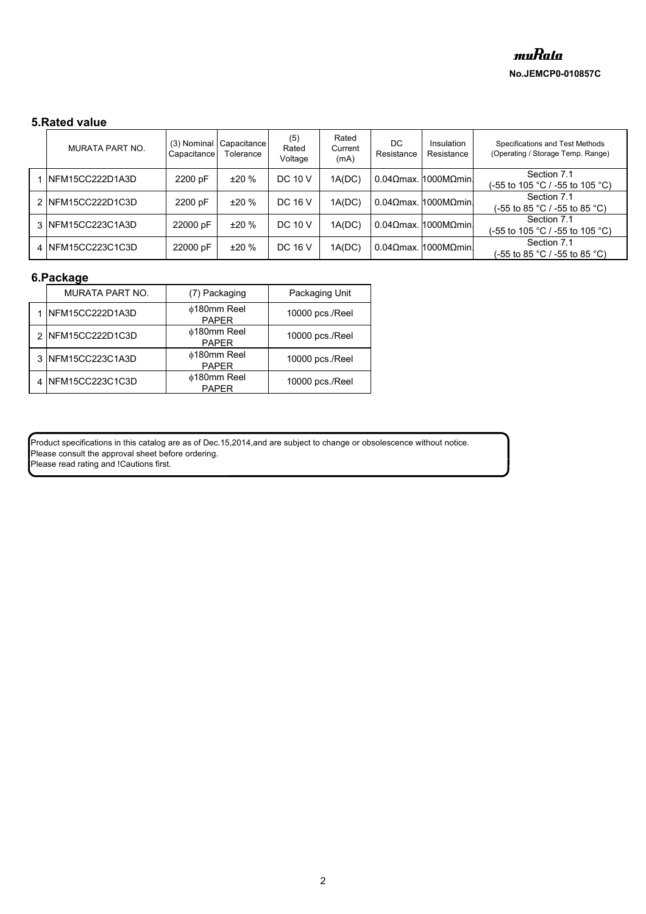## 5.Rated value

| | MURATA PART NO. | (3) Nominal Capacitance | Capacitance Tolerance | (5) Rated Voltage | Rated Current (mA) | DC Resistance | Insulation Resistance | Specifications and Test Methods (Operating / Storage Temp. Range) |
|---|---|---|---|---|---|---|---|---|
| 1 | NFM15CC222D1A3D | 2200 pF | ±20 % | DC 10 V | 1A(DC) | 0.04Ωmax. | 1000MΩmin. | Section 7.1 (-55 to 105 °C / -55 to 105 °C) |
| 2 | NFM15CC222D1C3D | 2200 pF | ±20 % | DC 16 V | 1A(DC) | 0.04Ωmax. | 1000MΩmin. | Section 7.1 (-55 to 85 °C / -55 to 85 °C) |
| 3 | NFM15CC223C1A3D | 22000 pF | ±20 % | DC 10 V | 1A(DC) | 0.04Ωmax. | 1000MΩmin. | Section 7.1 (-55 to 105 °C / -55 to 105 °C) |
| 4 | NFM15CC223C1C3D | 22000 pF | ±20 % | DC 16 V | 1A(DC) | 0.04Ωmax. | 1000MΩmin. | Section 7.1 (-55 to 85 °C / -55 to 85 °C) |

## 6.Package

| | MURATA PART NO. | (7) Packaging | Packaging Unit |
|---|---|---|---|
| 1 | NFM15CC222D1A3D | ϕ180mm Reel PAPER | 10000 pcs./Reel |
| 2 | NFM15CC222D1C3D | ϕ180mm Reel PAPER | 10000 pcs./Reel |
| 3 | NFM15CC223C1A3D | ϕ180mm Reel PAPER | 10000 pcs./Reel |
| 4 | NFM15CC223C1C3D | ϕ180mm Reel PAPER | 10000 pcs./Reel |

Product specifications in this catalog are as of Dec.15,2014,and are subject to change or obsolescence without notice.
Please consult the approval sheet before ordering.
Please read rating and !Cautions first.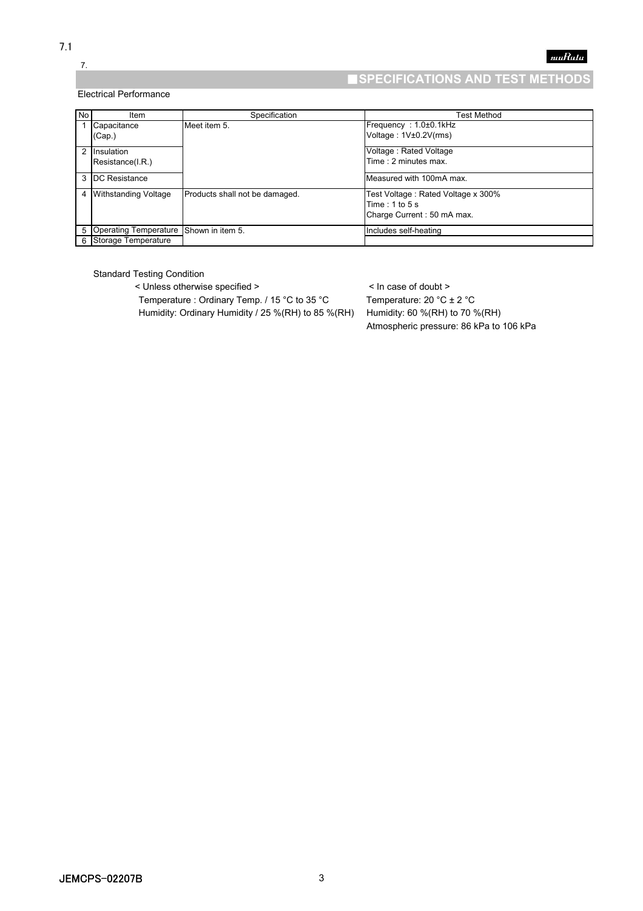7.1

7.

## ■SPECIFICATIONS AND TEST METHODS

Electrical Performance

| No | Item | Specification | Test Method |
|---|---|---|---|
| 1 | Capacitance (Cap.) | Meet item 5. | Frequency : 1.0±0.1kHz<br>Voltage : 1V±0.2V(rms) |
| 2 | Insulation Resistance(I.R.) | | Voltage : Rated Voltage<br>Time : 2 minutes max. |
| 3 | DC Resistance | | Measured with 100mA max. |
| 4 | Withstanding Voltage | Products shall not be damaged. | Test Voltage : Rated Voltage x 300%<br>Time : 1 to 5 s<br>Charge Current : 50 mA max. |
| 5 | Operating Temperature | Shown in item 5. | Includes self-heating |
| 6 | Storage Temperature | | |

Standard Testing Condition

| < Unless otherwise specified > | < In case of doubt > |
|---|---|
| Temperature : Ordinary Temp. / 15 °C to 35 °C | Temperature: 20 °C ± 2 °C |
| Humidity: Ordinary Humidity / 25 %(RH) to 85 %(RH) | Humidity: 60 %(RH) to 70 %(RH) |
| | Atmospheric pressure: 86 kPa to 106 kPa |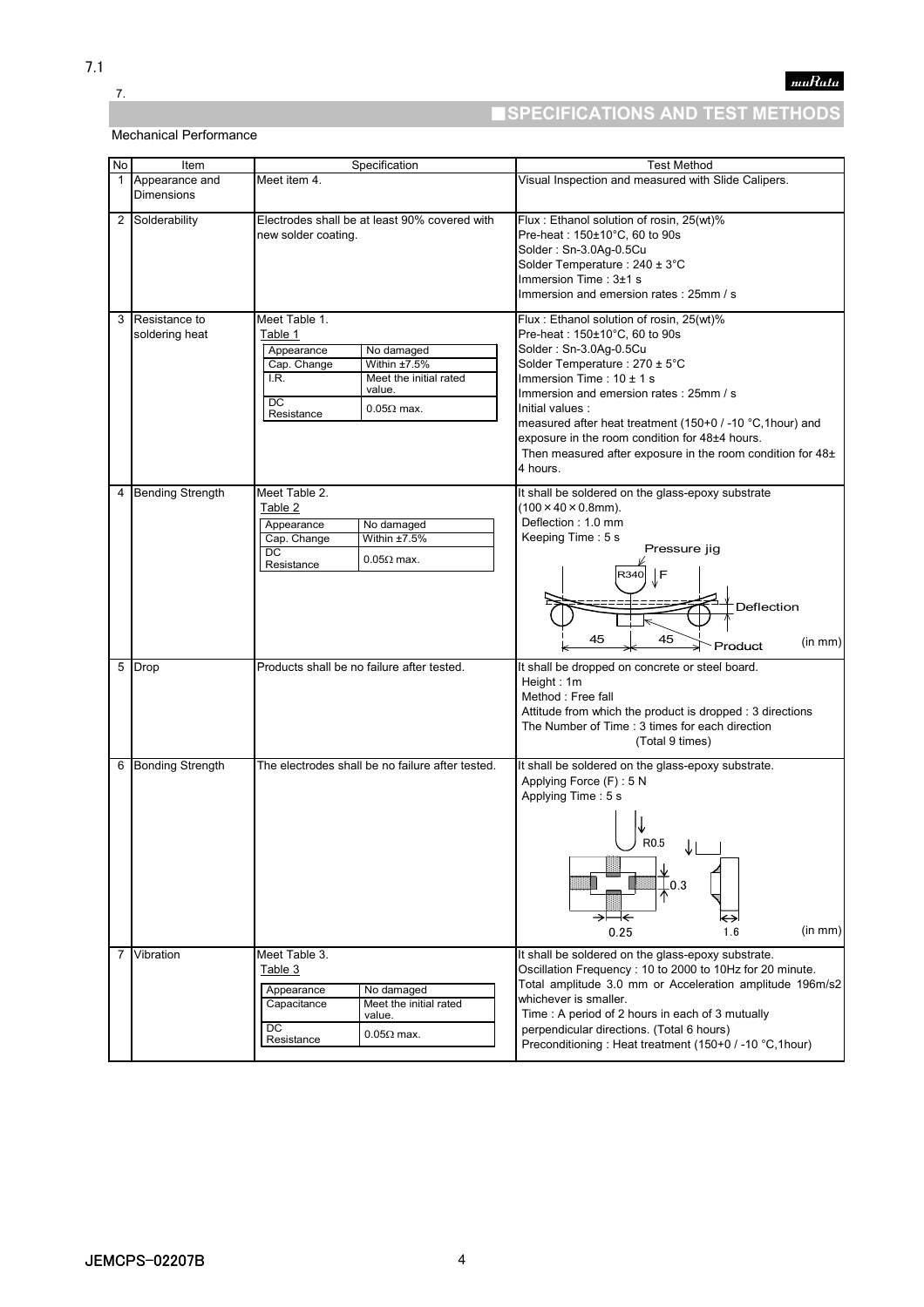7.1

7.

## ■SPECIFICATIONS AND TEST METHODS

Mechanical Performance

| No | Item | Specification | Test Method |
|---|---|---|---|
| 1 | Appearance and Dimensions | Meet item 4. | Visual Inspection and measured with Slide Calipers. |
| 2 | Solderability | Electrodes shall be at least 90% covered with new solder coating. | Flux : Ethanol solution of rosin, 25(wt)%<br>Pre-heat : 150±10°C, 60 to 90s<br>Solder : Sn-3.0Ag-0.5Cu<br>Solder Temperature : 240 ± 3°C<br>Immersion Time : 3±1 s<br>Immersion and emersion rates : 25mm / s |
| 3 | Resistance to soldering heat | Meet Table 1.<br>Table 1<br>Appearance: No damaged<br>Cap. Change: Within ±7.5%<br>I.R.: Meet the initial rated value.<br>DC Resistance: 0.05Ω max. | Flux : Ethanol solution of rosin, 25(wt)%<br>Pre-heat : 150±10°C, 60 to 90s<br>Solder : Sn-3.0Ag-0.5Cu<br>Solder Temperature : 270 ± 5°C<br>Immersion Time : 10 ± 1 s<br>Immersion and emersion rates : 25mm / s<br>Initial values :<br>measured after heat treatment (150+0 / -10 °C,1hour) and exposure in the room condition for 48±4 hours.<br>Then measured after exposure in the room condition for 48± 4 hours. |
| 4 | Bending Strength | Meet Table 2.<br>Table 2<br>Appearance: No damaged<br>Cap. Change: Within ±7.5%<br>DC Resistance: 0.05Ω max. | It shall be soldered on the glass-epoxy substrate (100×40×0.8mm).<br>Deflection : 1.0 mm<br>Keeping Time : 5 s<br>Pressure jig, R340, F, Deflection, 45, 45, Product (in mm) |
| 5 | Drop | Products shall be no failure after tested. | It shall be dropped on concrete or steel board.<br>Height : 1m<br>Method : Free fall<br>Attitude from which the product is dropped : 3 directions<br>The Number of Time : 3 times for each direction (Total 9 times) |
| 6 | Bonding Strength | The electrodes shall be no failure after tested. | It shall be soldered on the glass-epoxy substrate.<br>Applying Force (F) : 5 N<br>Applying Time : 5 s<br>R0.5, 0.3, 0.25, 1.6 (in mm) |
| 7 | Vibration | Meet Table 3.<br>Table 3<br>Appearance: No damaged<br>Capacitance: Meet the initial rated value.<br>DC Resistance: 0.05Ω max. | It shall be soldered on the glass-epoxy substrate.<br>Oscillation Frequency : 10 to 2000 to 10Hz for 20 minute.<br>Total amplitude 3.0 mm or Acceleration amplitude 196m/s2 whichever is smaller.<br>Time : A period of 2 hours in each of 3 mutually perpendicular directions. (Total 6 hours)<br>Preconditioning : Heat treatment (150+0 / -10 °C,1hour) |

JEMCPS-02207B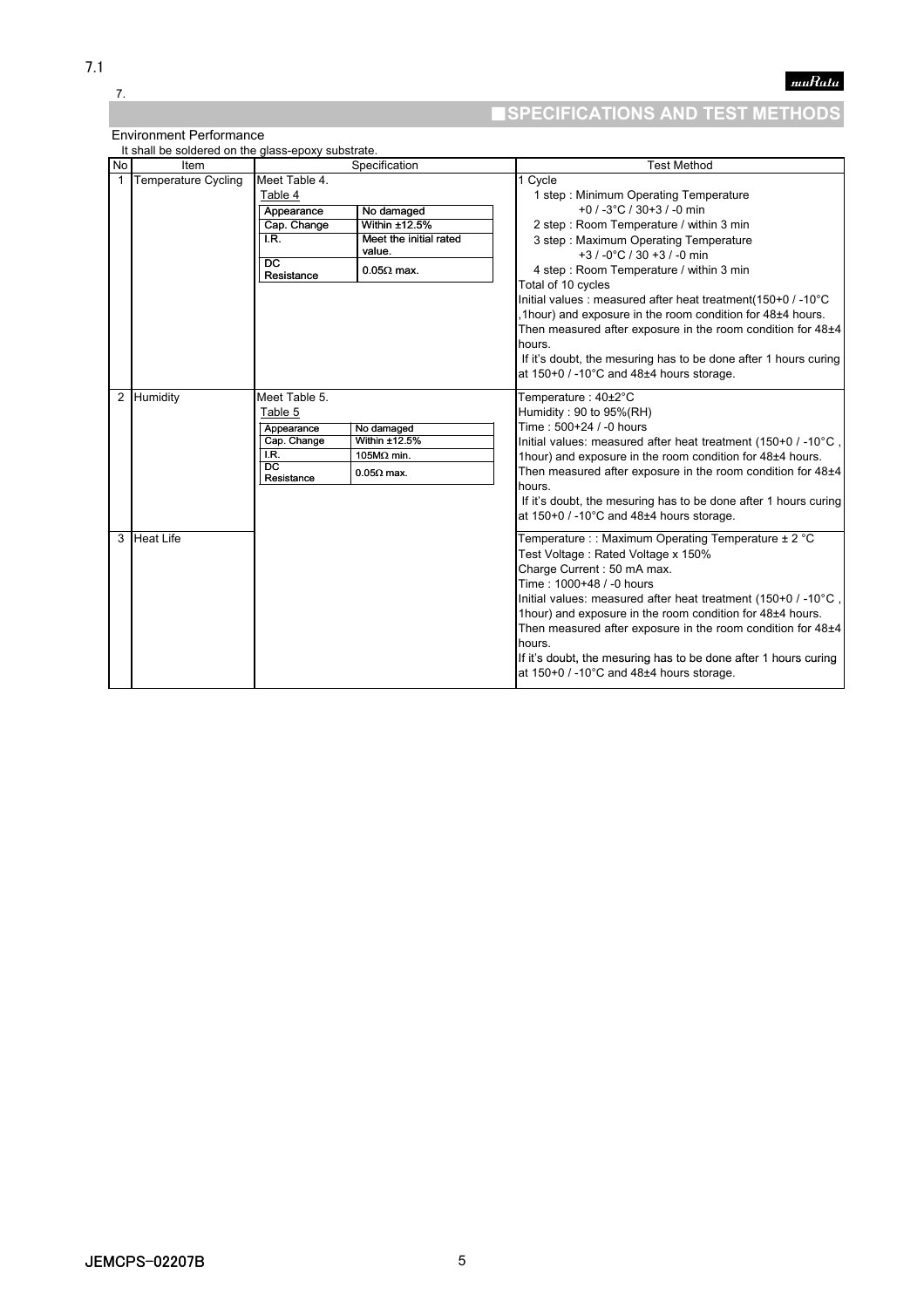7.1

7.

## ■SPECIFICATIONS AND TEST METHODS

Environment Performance

It shall be soldered on the glass-epoxy substrate.

| No | Item | Specification | Test Method |
|---|---|---|---|
| 1 | Temperature Cycling | Meet Table 4.<br>Table 4<br>Appearance: No damaged<br>Cap. Change: Within ±12.5%<br>I.R.: Meet the initial rated value.<br>DC Resistance: 0.05Ω max. | 1 Cycle<br>1 step : Minimum Operating Temperature +0 / -3°C / 30+3 / -0 min<br>2 step : Room Temperature / within 3 min<br>3 step : Maximum Operating Temperature +3 / -0°C / 30 +3 / -0 min<br>4 step : Room Temperature / within 3 min<br>Total of 10 cycles<br>Initial values : measured after heat treatment(150+0 / -10°C ,1hour) and exposure in the room condition for 48±4 hours.<br>Then measured after exposure in the room condition for 48±4 hours.<br>If it's doubt, the mesuring has to be done after 1 hours curing at 150+0 / -10°C and 48±4 hours storage. |
| 2 | Humidity | Meet Table 5.<br>Table 5<br>Appearance: No damaged<br>Cap. Change: Within ±12.5%<br>I.R.: 105MΩ min.<br>DC Resistance: 0.05Ω max. | Temperature : 40±2°C<br>Humidity : 90 to 95%(RH)<br>Time : 500+24 / -0 hours<br>Initial values: measured after heat treatment (150+0 / -10°C , 1hour) and exposure in the room condition for 48±4 hours.<br>Then measured after exposure in the room condition for 48±4 hours.<br>If it's doubt, the mesuring has to be done after 1 hours curing at 150+0 / -10°C and 48±4 hours storage. |
| 3 | Heat Life | | Temperature : : Maximum Operating Temperature ± 2 °C<br>Test Voltage : Rated Voltage x 150%<br>Charge Current : 50 mA max.<br>Time : 1000+48 / -0 hours<br>Initial values: measured after heat treatment (150+0 / -10°C , 1hour) and exposure in the room condition for 48±4 hours.<br>Then measured after exposure in the room condition for 48±4 hours.<br>If it's doubt, the mesuring has to be done after 1 hours curing at 150+0 / -10°C and 48±4 hours storage. |

JEMCPS-02207B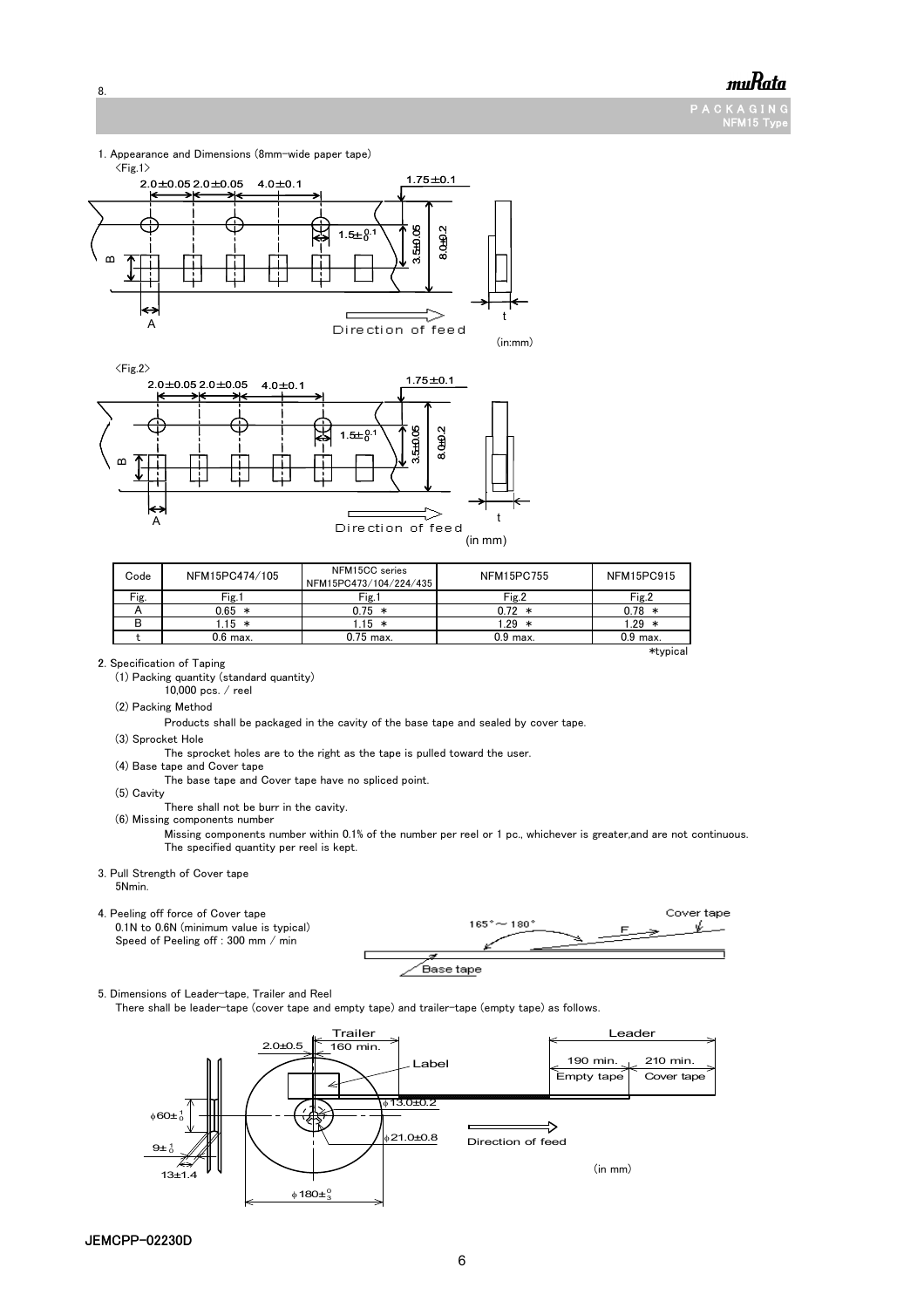## 8. PACKAGING NFM15 Type

1. Appearance and Dimensions (8mm-wide paper tape)

<Fig.1>

2.0±0.05 2.0±0.05 4.0±0.1 1.75±0.1 $1.5\pm^{0.1}_{0}$ 3.5±0.05 8.0±0.2 B A t Direction of feed (in:mm)

<Fig.2>

2.0±0.05 2.0±0.05 4.0±0.1 1.75±0.1 $1.5\pm^{0.1}_{0}$ 3.5±0.05 8.0±0.2 B A t Direction of feed (in mm)

| Code | NFM15PC474/105 | NFM15CC series NFM15PC473/104/224/435 | NFM15PC755 | NFM15PC915 |
|---|---|---|---|---|
| Fig. | Fig.1 | Fig.1 | Fig.2 | Fig.2 |
| A | 0.65 * | 0.75 * | 0.72 * | 0.78 * |
| B | 1.15 * | 1.15 * | 1.29 * | 1.29 * |
| t | 0.6 max. | 0.75 max. | 0.9 max. | 0.9 max. |

*typical

2. Specification of Taping

(1) Packing quantity (standard quantity)
10,000 pcs. / reel

(2) Packing Method
Products shall be packaged in the cavity of the base tape and sealed by cover tape.

(3) Sprocket Hole
The sprocket holes are to the right as the tape is pulled toward the user.

(4) Base tape and Cover tape
The base tape and Cover tape have no spliced point.

(5) Cavity
There shall not be burr in the cavity.

(6) Missing components number
Missing components number within 0.1% of the number per reel or 1 pc., whichever is greater,and are not continuous.
The specified quantity per reel is kept.

3. Pull Strength of Cover tape
5Nmin.

4. Peeling off force of Cover tape
0.1N to 0.6N (minimum value is typical)
Speed of Peeling off : 300 mm / min

165° ~ 180° F Cover tape Base tape

5. Dimensions of Leader-tape, Trailer and Reel
There shall be leader-tape (cover tape and empty tape) and trailer-tape (empty tape) as follows.

Trailer 160 min. 2.0±0.5 Label Leader 190 min. Empty tape 210 min. Cover tape φ13.0±0.2 φ21.0±0.8 Direction of feed $\phi60\pm^{1}_{0}$ $9\pm^{1}_{0}$ 13±1.4 $\phi180\pm^{0}_{3}$ (in mm)

JEMCPP-02230D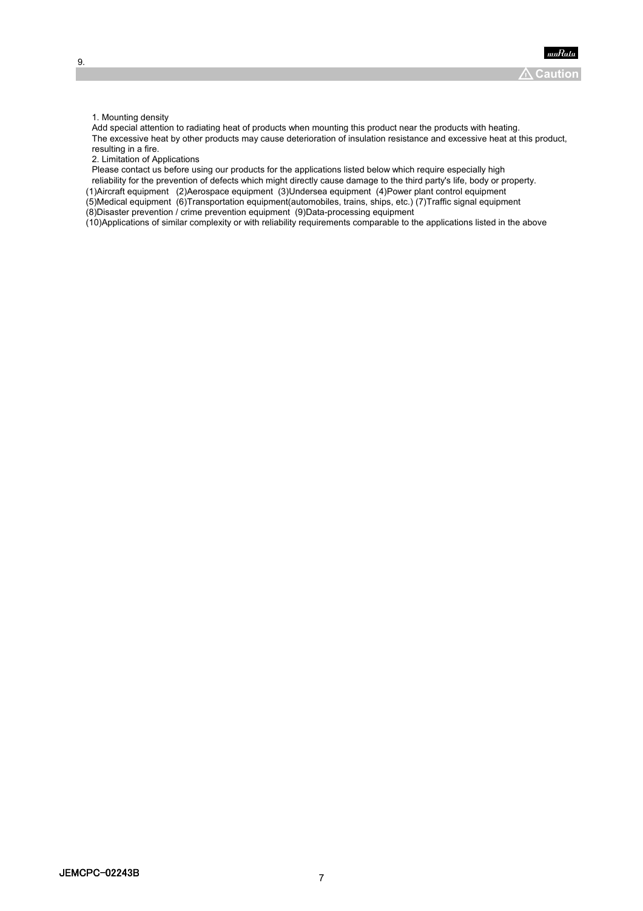## 9. Caution

1. Mounting density

Add special attention to radiating heat of products when mounting this product near the products with heating.
The excessive heat by other products may cause deterioration of insulation resistance and excessive heat at this product, resulting in a fire.

2. Limitation of Applications

Please contact us before using our products for the applications listed below which require especially high reliability for the prevention of defects which might directly cause damage to the third party's life, body or property.

(1)Aircraft equipment (2)Aerospace equipment (3)Undersea equipment (4)Power plant control equipment
(5)Medical equipment (6)Transportation equipment(automobiles, trains, ships, etc.) (7)Traffic signal equipment
(8)Disaster prevention / crime prevention equipment (9)Data-processing equipment
(10)Applications of similar complexity or with reliability requirements comparable to the applications listed in the above

JEMCPC−02243B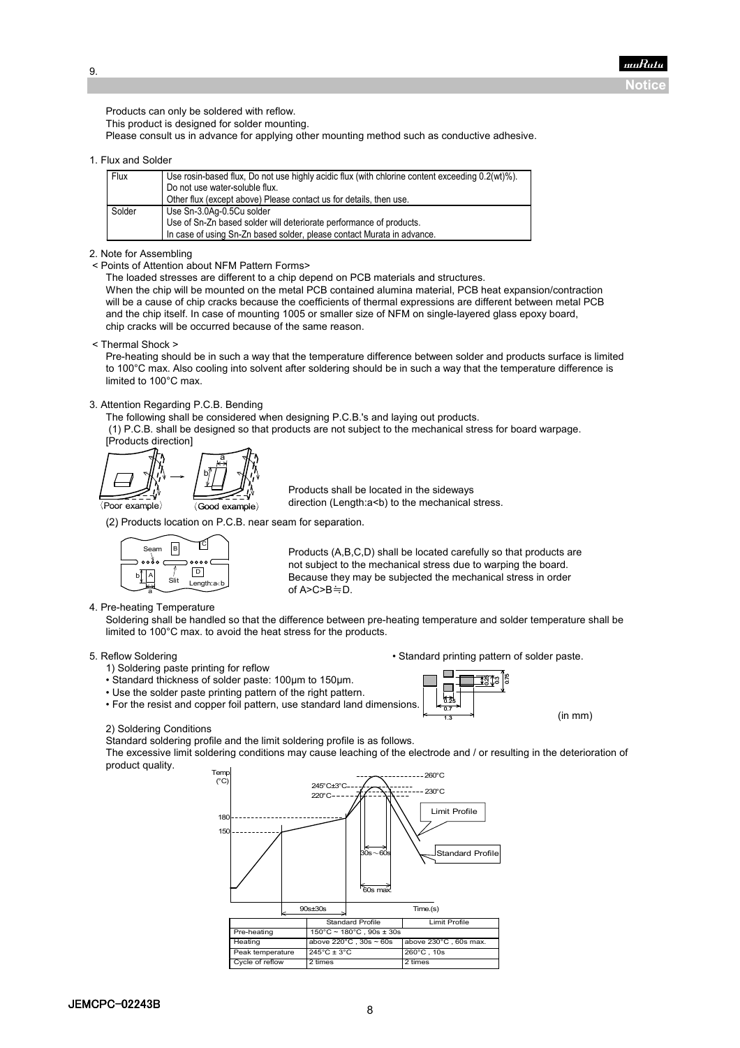## 9. Notice

Products can only be soldered with reflow.
This product is designed for solder mounting.
Please consult us in advance for applying other mounting method such as conductive adhesive.

### 1. Flux and Solder

| | |
|---|---|
| Flux | Use rosin-based flux, Do not use highly acidic flux (with chlorine content exceeding 0.2(wt)%).<br>Do not use water-soluble flux.<br>Other flux (except above) Please contact us for details, then use. |
| Solder | Use Sn-3.0Ag-0.5Cu solder<br>Use of Sn-Zn based solder will deteriorate performance of products.<br>In case of using Sn-Zn based solder, please contact Murata in advance. |

### 2. Note for Assembling

< Points of Attention about NFM Pattern Forms>

The loaded stresses are different to a chip depend on PCB materials and structures.
When the chip will be mounted on the metal PCB contained alumina material, PCB heat expansion/contraction will be a cause of chip cracks because the coefficients of thermal expressions are different between metal PCB and the chip itself. In case of mounting 1005 or smaller size of NFM on single-layered glass epoxy board, chip cracks will be occurred because of the same reason.

< Thermal Shock >

Pre-heating should be in such a way that the temperature difference between solder and products surface is limited to 100°C max. Also cooling into solvent after soldering should be in such a way that the temperature difference is limited to 100°C max.

### 3. Attention Regarding P.C.B. Bending

The following shall be considered when designing P.C.B.'s and laying out products.

(1) P.C.B. shall be designed so that products are not subject to the mechanical stress for board warpage.
[Products direction]

〈Poor example〉 〈Good example〉

Products shall be located in the sideways direction (Length:a<b) to the mechanical stress.

(2) Products location on P.C.B. near seam for separation.

Products (A,B,C,D) shall be located carefully so that products are not subject to the mechanical stress due to warping the board. Because they may be subjected the mechanical stress in order of A>C>B≒D.

### 4. Pre-heating Temperature

Soldering shall be handled so that the difference between pre-heating temperature and solder temperature shall be limited to 100°C max. to avoid the heat stress for the products.

### 5. Reflow Soldering

1) Soldering paste printing for reflow

- Standard thickness of solder paste: 100μm to 150μm.
- Use the solder paste printing pattern of the right pattern.
- For the resist and copper foil pattern, use standard land dimensions.

• Standard printing pattern of solder paste.

(in mm)

2) Soldering Conditions

Standard soldering profile and the limit soldering profile is as follows.
The excessive limit soldering conditions may cause leaching of the electrode and / or resulting in the deterioration of product quality.

| | Standard Profile | Limit Profile |
|---|---|---|
| Pre-heating | 150°C ~ 180°C , 90s ± 30s | |
| Heating | above 220°C , 30s ~ 60s | above 230°C , 60s max. |
| Peak temperature | 245°C ± 3°C | 260°C , 10s |
| Cycle of reflow | 2 times | 2 times |

JEMCPC−02243B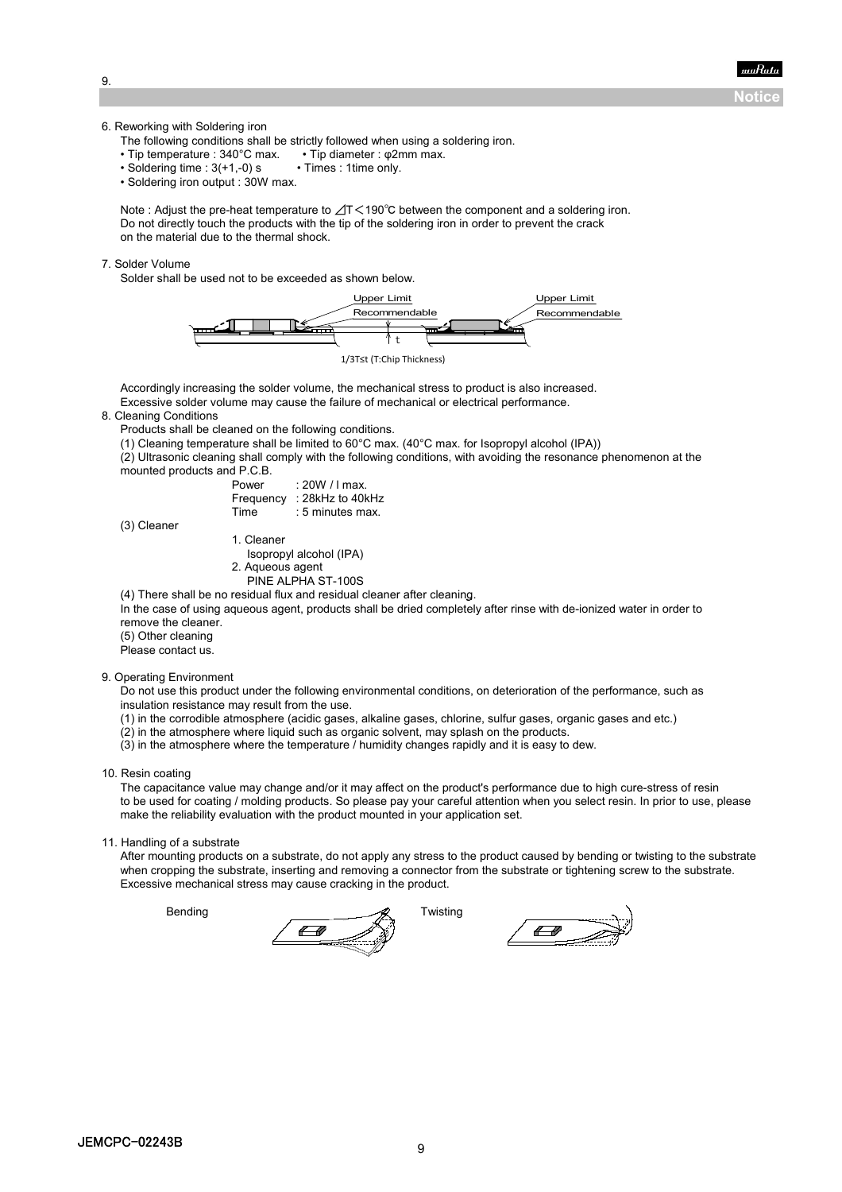## Notice

6. Reworking with Soldering iron

   The following conditions shall be strictly followed when using a soldering iron.

   - Tip temperature : 340°C max.  • Tip diameter : φ2mm max.
   - Soldering time : 3(+1,-0) s  • Times : 1time only.
   - Soldering iron output : 30W max.

   Note : Adjust the pre-heat temperature to ⊿T＜190℃ between the component and a soldering iron. Do not directly touch the products with the tip of the soldering iron in order to prevent the crack on the material due to the thermal shock.

7. Solder Volume

   Solder shall be used not to be exceeded as shown below.

   Upper Limit / Recommendable / t / Upper Limit / Recommendable

   1/3T≤t (T:Chip Thickness)

   Accordingly increasing the solder volume, the mechanical stress to product is also increased.
   Excessive solder volume may cause the failure of mechanical or electrical performance.

8. Cleaning Conditions

   Products shall be cleaned on the following conditions.

   (1) Cleaning temperature shall be limited to 60°C max. (40°C max. for Isopropyl alcohol (IPA))

   (2) Ultrasonic cleaning shall comply with the following conditions, with avoiding the resonance phenomenon at the mounted products and P.C.B.

   Power : 20W / l max.
   Frequency : 28kHz to 40kHz
   Time : 5 minutes max.

   (3) Cleaner

   1. Cleaner
      Isopropyl alcohol (IPA)
   2. Aqueous agent
      PINE ALPHA ST-100S

   (4) There shall be no residual flux and residual cleaner after cleaning.
   In the case of using aqueous agent, products shall be dried completely after rinse with de-ionized water in order to remove the cleaner.

   (5) Other cleaning
   Please contact us.

9. Operating Environment

   Do not use this product under the following environmental conditions, on deterioration of the performance, such as insulation resistance may result from the use.

   (1) in the corrodible atmosphere (acidic gases, alkaline gases, chlorine, sulfur gases, organic gases and etc.)
   (2) in the atmosphere where liquid such as organic solvent, may splash on the products.
   (3) in the atmosphere where the temperature / humidity changes rapidly and it is easy to dew.

10. Resin coating

    The capacitance value may change and/or it may affect on the product's performance due to high cure-stress of resin to be used for coating / molding products. So please pay your careful attention when you select resin. In prior to use, please make the reliability evaluation with the product mounted in your application set.

11. Handling of a substrate

    After mounting products on a substrate, do not apply any stress to the product caused by bending or twisting to the substrate when cropping the substrate, inserting and removing a connector from the substrate or tightening screw to the substrate. Excessive mechanical stress may cause cracking in the product.

    Bending   Twisting

JEMCPC−02243B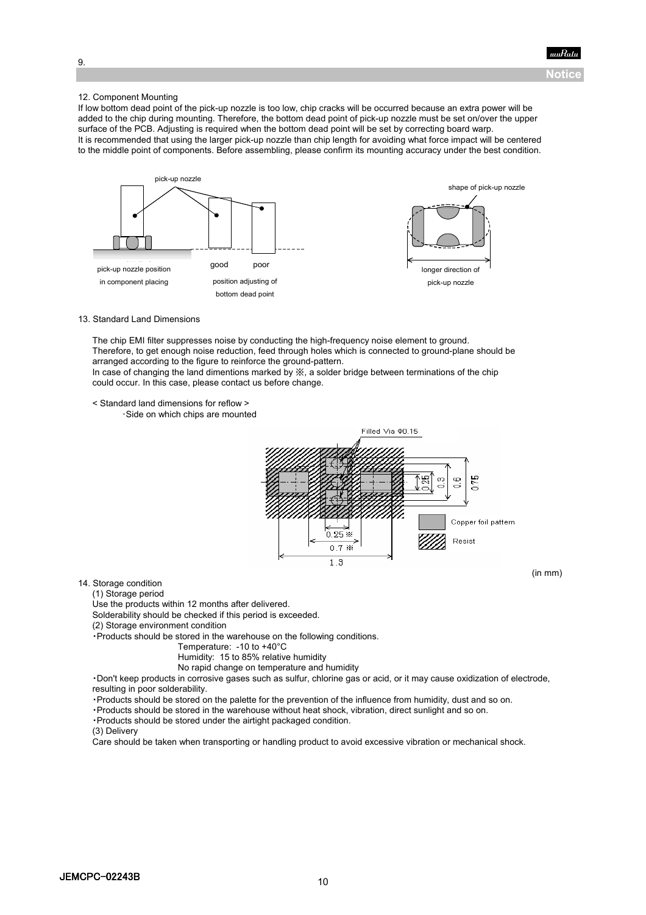12. Component Mounting

If low bottom dead point of the pick-up nozzle is too low, chip cracks will be occurred because an extra power will be added to the chip during mounting. Therefore, the bottom dead point of pick-up nozzle must be set on/over the upper surface of the PCB. Adjusting is required when the bottom dead point will be set by correcting board warp.

It is recommended that using the larger pick-up nozzle than chip length for avoiding what force impact will be centered to the middle point of components. Before assembling, please confirm its mounting accuracy under the best condition.

13. Standard Land Dimensions

The chip EMI filter suppresses noise by conducting the high-frequency noise element to ground. Therefore, to get enough noise reduction, feed through holes which is connected to ground-plane should be arranged according to the figure to reinforce the ground-pattern.

In case of changing the land dimentions marked by ※, a solder bridge between terminations of the chip could occur. In this case, please contact us before change.

< Standard land dimensions for reflow >

・Side on which chips are mounted

(in mm)

14. Storage condition

(1) Storage period

Use the products within 12 months after delivered.

Solderability should be checked if this period is exceeded.

(2) Storage environment condition

・Products should be stored in the warehouse on the following conditions.

Temperature: -10 to +40°C

Humidity: 15 to 85% relative humidity

No rapid change on temperature and humidity

・Don't keep products in corrosive gases such as sulfur, chlorine gas or acid, or it may cause oxidization of electrode, resulting in poor solderability.

・Products should be stored on the palette for the prevention of the influence from humidity, dust and so on.

・Products should be stored in the warehouse without heat shock, vibration, direct sunlight and so on.

・Products should be stored under the airtight packaged condition.

(3) Delivery

Care should be taken when transporting or handling product to avoid excessive vibration or mechanical shock.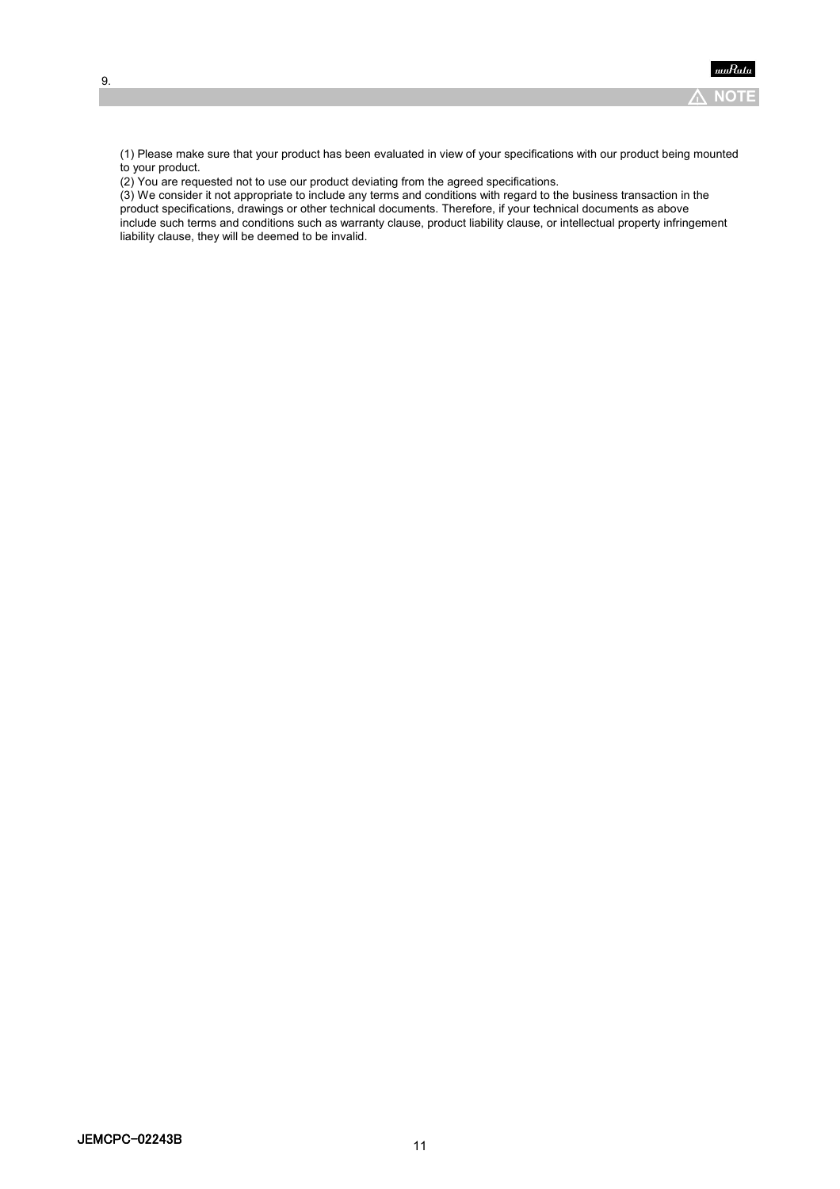## 9. ⚠ NOTE

(1) Please make sure that your product has been evaluated in view of your specifications with our product being mounted to your product.

(2) You are requested not to use our product deviating from the agreed specifications.

(3) We consider it not appropriate to include any terms and conditions with regard to the business transaction in the product specifications, drawings or other technical documents. Therefore, if your technical documents as above include such terms and conditions such as warranty clause, product liability clause, or intellectual property infringement liability clause, they will be deemed to be invalid.